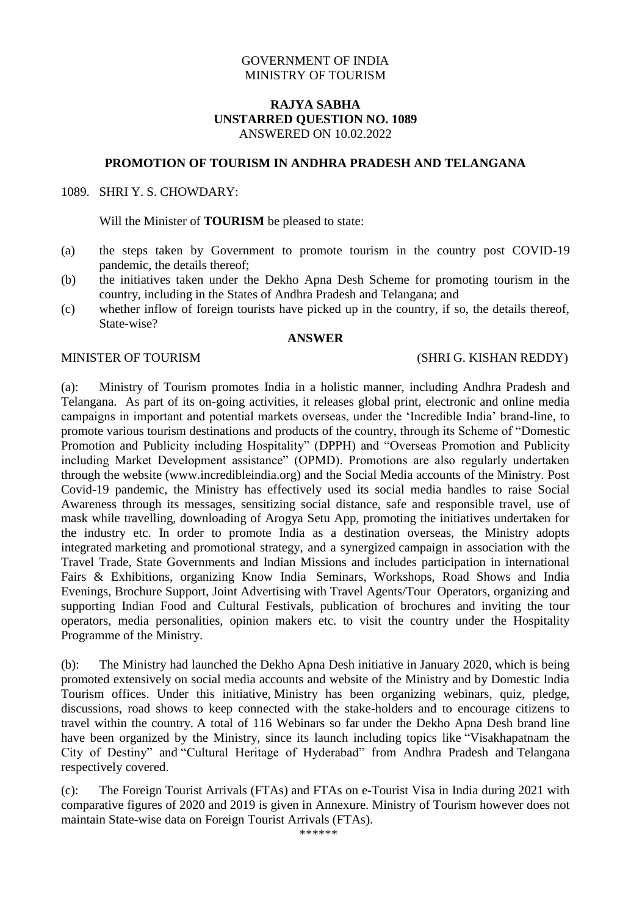GOVERNMENT OF INDIA
MINISTRY OF TOURISM

**RAJYA SABHA**
**UNSTARRED QUESTION NO. 1089**
ANSWERED ON 10.02.2022

**PROMOTION OF TOURISM IN ANDHRA PRADESH AND TELANGANA**

1089. SHRI Y. S. CHOWDARY:

Will the Minister of **TOURISM** be pleased to state:

(a) the steps taken by Government to promote tourism in the country post COVID-19 pandemic, the details thereof;
(b) the initiatives taken under the Dekho Apna Desh Scheme for promoting tourism in the country, including in the States of Andhra Pradesh and Telangana; and
(c) whether inflow of foreign tourists have picked up in the country, if so, the details thereof, State-wise?

**ANSWER**

MINISTER OF TOURISM (SHRI G. KISHAN REDDY)

(a): Ministry of Tourism promotes India in a holistic manner, including Andhra Pradesh and Telangana. As part of its on-going activities, it releases global print, electronic and online media campaigns in important and potential markets overseas, under the 'Incredible India' brand-line, to promote various tourism destinations and products of the country, through its Scheme of "Domestic Promotion and Publicity including Hospitality" (DPPH) and "Overseas Promotion and Publicity including Market Development assistance" (OPMD). Promotions are also regularly undertaken through the website (www.incredibleindia.org) and the Social Media accounts of the Ministry. Post Covid-19 pandemic, the Ministry has effectively used its social media handles to raise Social Awareness through its messages, sensitizing social distance, safe and responsible travel, use of mask while travelling, downloading of Arogya Setu App, promoting the initiatives undertaken for the industry etc. In order to promote India as a destination overseas, the Ministry adopts integrated marketing and promotional strategy, and a synergized campaign in association with the Travel Trade, State Governments and Indian Missions and includes participation in international Fairs & Exhibitions, organizing Know India Seminars, Workshops, Road Shows and India Evenings, Brochure Support, Joint Advertising with Travel Agents/Tour Operators, organizing and supporting Indian Food and Cultural Festivals, publication of brochures and inviting the tour operators, media personalities, opinion makers etc. to visit the country under the Hospitality Programme of the Ministry.

(b): The Ministry had launched the Dekho Apna Desh initiative in January 2020, which is being promoted extensively on social media accounts and website of the Ministry and by Domestic India Tourism offices. Under this initiative, Ministry has been organizing webinars, quiz, pledge, discussions, road shows to keep connected with the stake-holders and to encourage citizens to travel within the country. A total of 116 Webinars so far under the Dekho Apna Desh brand line have been organized by the Ministry, since its launch including topics like "Visakhapatnam the City of Destiny" and "Cultural Heritage of Hyderabad" from Andhra Pradesh and Telangana respectively covered.

(c): The Foreign Tourist Arrivals (FTAs) and FTAs on e-Tourist Visa in India during 2021 with comparative figures of 2020 and 2019 is given in Annexure. Ministry of Tourism however does not maintain State-wise data on Foreign Tourist Arrivals (FTAs).

\*\*\*\*\*\*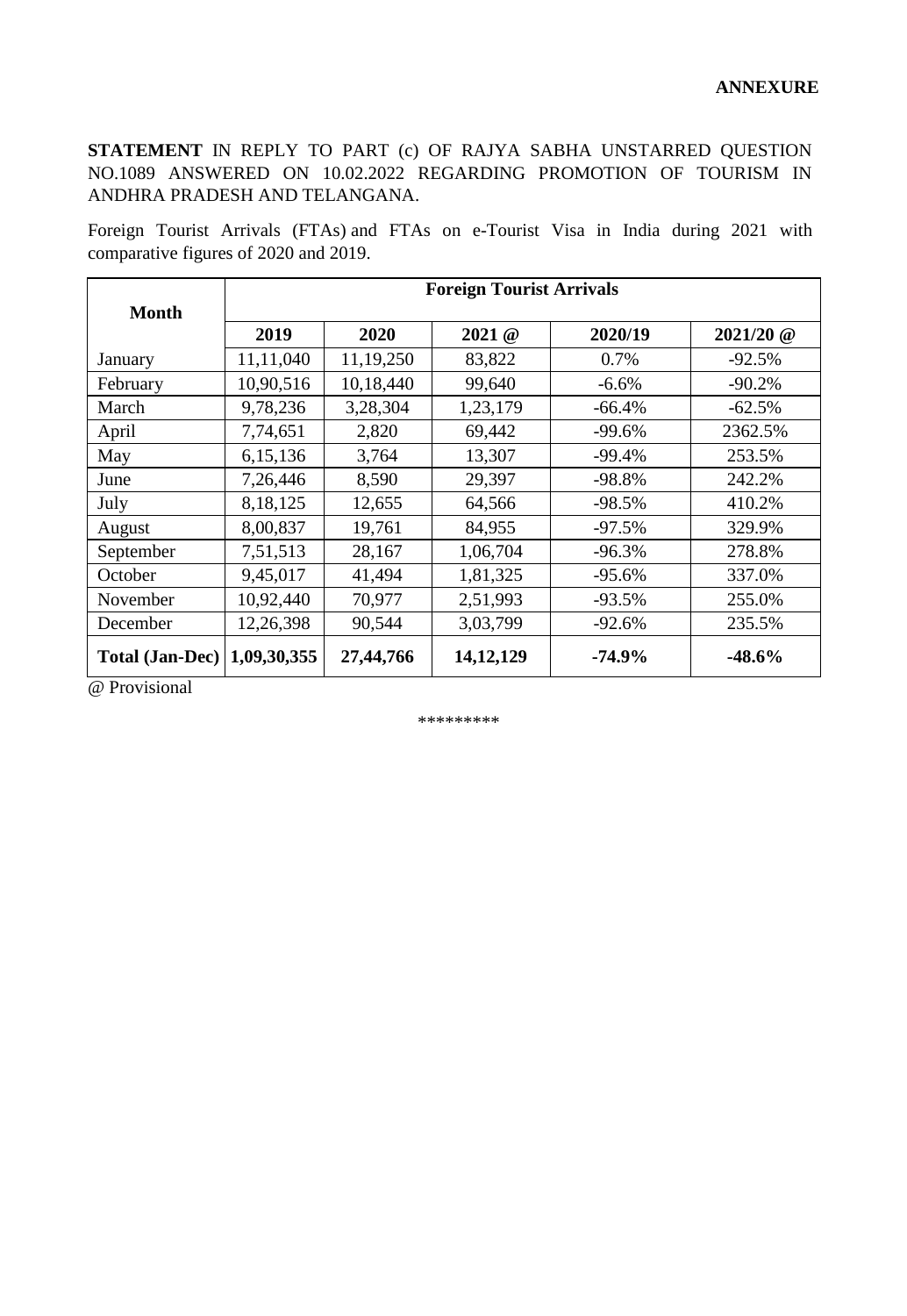**ANNEXURE**

**STATEMENT** IN REPLY TO PART (c) OF RAJYA SABHA UNSTARRED QUESTION NO.1089 ANSWERED ON 10.02.2022 REGARDING PROMOTION OF TOURISM IN ANDHRA PRADESH AND TELANGANA.

Foreign Tourist Arrivals (FTAs) and FTAs on e-Tourist Visa in India during 2021 with comparative figures of 2020 and 2019.

| Month | Foreign Tourist Arrivals | | | | |
|---|---|---|---|---|---|
| | **2019** | **2020** | **2021 @** | **2020/19** | **2021/20 @** |
| January | 11,11,040 | 11,19,250 | 83,822 | 0.7% | -92.5% |
| February | 10,90,516 | 10,18,440 | 99,640 | -6.6% | -90.2% |
| March | 9,78,236 | 3,28,304 | 1,23,179 | -66.4% | -62.5% |
| April | 7,74,651 | 2,820 | 69,442 | -99.6% | 2362.5% |
| May | 6,15,136 | 3,764 | 13,307 | -99.4% | 253.5% |
| June | 7,26,446 | 8,590 | 29,397 | -98.8% | 242.2% |
| July | 8,18,125 | 12,655 | 64,566 | -98.5% | 410.2% |
| August | 8,00,837 | 19,761 | 84,955 | -97.5% | 329.9% |
| September | 7,51,513 | 28,167 | 1,06,704 | -96.3% | 278.8% |
| October | 9,45,017 | 41,494 | 1,81,325 | -95.6% | 337.0% |
| November | 10,92,440 | 70,977 | 2,51,993 | -93.5% | 255.0% |
| December | 12,26,398 | 90,544 | 3,03,799 | -92.6% | 235.5% |
| **Total (Jan-Dec)** | **1,09,30,355** | **27,44,766** | **14,12,129** | **-74.9%** | **-48.6%** |

@ Provisional

*********